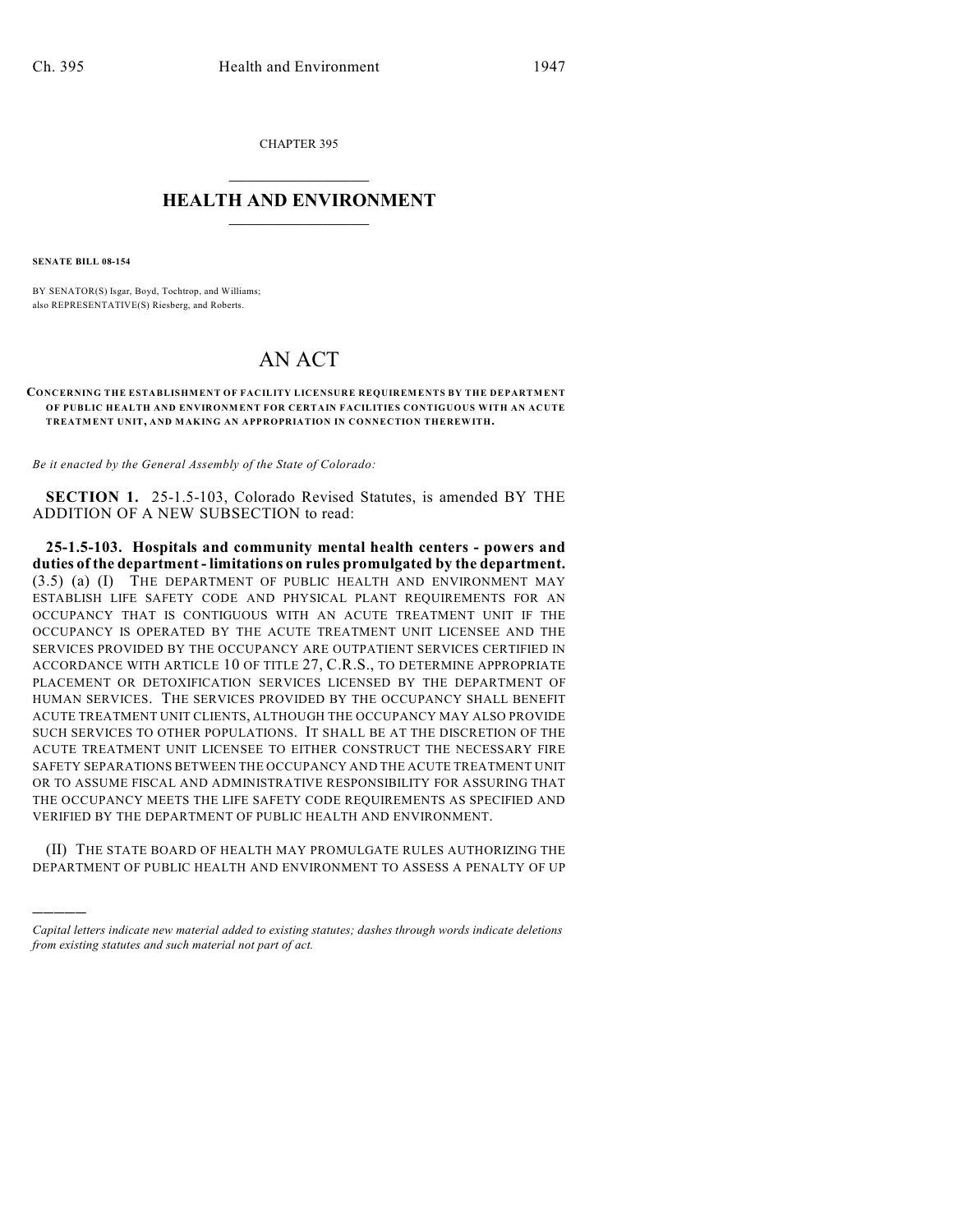CHAPTER 395

# HEALTH AND ENVIRONMENT

**SENATE BILL 08-154**

BY SENATOR(S) Isgar, Boyd, Tochtrop, and Williams;
also REPRESENTATIVE(S) Riesberg, and Roberts.

# AN ACT

**CONCERNING THE ESTABLISHMENT OF FACILITY LICENSURE REQUIREMENTS BY THE DEPARTMENT OF PUBLIC HEALTH AND ENVIRONMENT FOR CERTAIN FACILITIES CONTIGUOUS WITH AN ACUTE TREATMENT UNIT, AND MAKING AN APPROPRIATION IN CONNECTION THEREWITH.**

*Be it enacted by the General Assembly of the State of Colorado:*

**SECTION 1.** 25-1.5-103, Colorado Revised Statutes, is amended BY THE ADDITION OF A NEW SUBSECTION to read:

**25-1.5-103. Hospitals and community mental health centers - powers and duties of the department - limitations on rules promulgated by the department.** (3.5) (a) (I) THE DEPARTMENT OF PUBLIC HEALTH AND ENVIRONMENT MAY ESTABLISH LIFE SAFETY CODE AND PHYSICAL PLANT REQUIREMENTS FOR AN OCCUPANCY THAT IS CONTIGUOUS WITH AN ACUTE TREATMENT UNIT IF THE OCCUPANCY IS OPERATED BY THE ACUTE TREATMENT UNIT LICENSEE AND THE SERVICES PROVIDED BY THE OCCUPANCY ARE OUTPATIENT SERVICES CERTIFIED IN ACCORDANCE WITH ARTICLE 10 OF TITLE 27, C.R.S., TO DETERMINE APPROPRIATE PLACEMENT OR DETOXIFICATION SERVICES LICENSED BY THE DEPARTMENT OF HUMAN SERVICES. THE SERVICES PROVIDED BY THE OCCUPANCY SHALL BENEFIT ACUTE TREATMENT UNIT CLIENTS, ALTHOUGH THE OCCUPANCY MAY ALSO PROVIDE SUCH SERVICES TO OTHER POPULATIONS. IT SHALL BE AT THE DISCRETION OF THE ACUTE TREATMENT UNIT LICENSEE TO EITHER CONSTRUCT THE NECESSARY FIRE SAFETY SEPARATIONS BETWEEN THE OCCUPANCY AND THE ACUTE TREATMENT UNIT OR TO ASSUME FISCAL AND ADMINISTRATIVE RESPONSIBILITY FOR ASSURING THAT THE OCCUPANCY MEETS THE LIFE SAFETY CODE REQUIREMENTS AS SPECIFIED AND VERIFIED BY THE DEPARTMENT OF PUBLIC HEALTH AND ENVIRONMENT.

(II) THE STATE BOARD OF HEALTH MAY PROMULGATE RULES AUTHORIZING THE DEPARTMENT OF PUBLIC HEALTH AND ENVIRONMENT TO ASSESS A PENALTY OF UP

---

*Capital letters indicate new material added to existing statutes; dashes through words indicate deletions from existing statutes and such material not part of act.*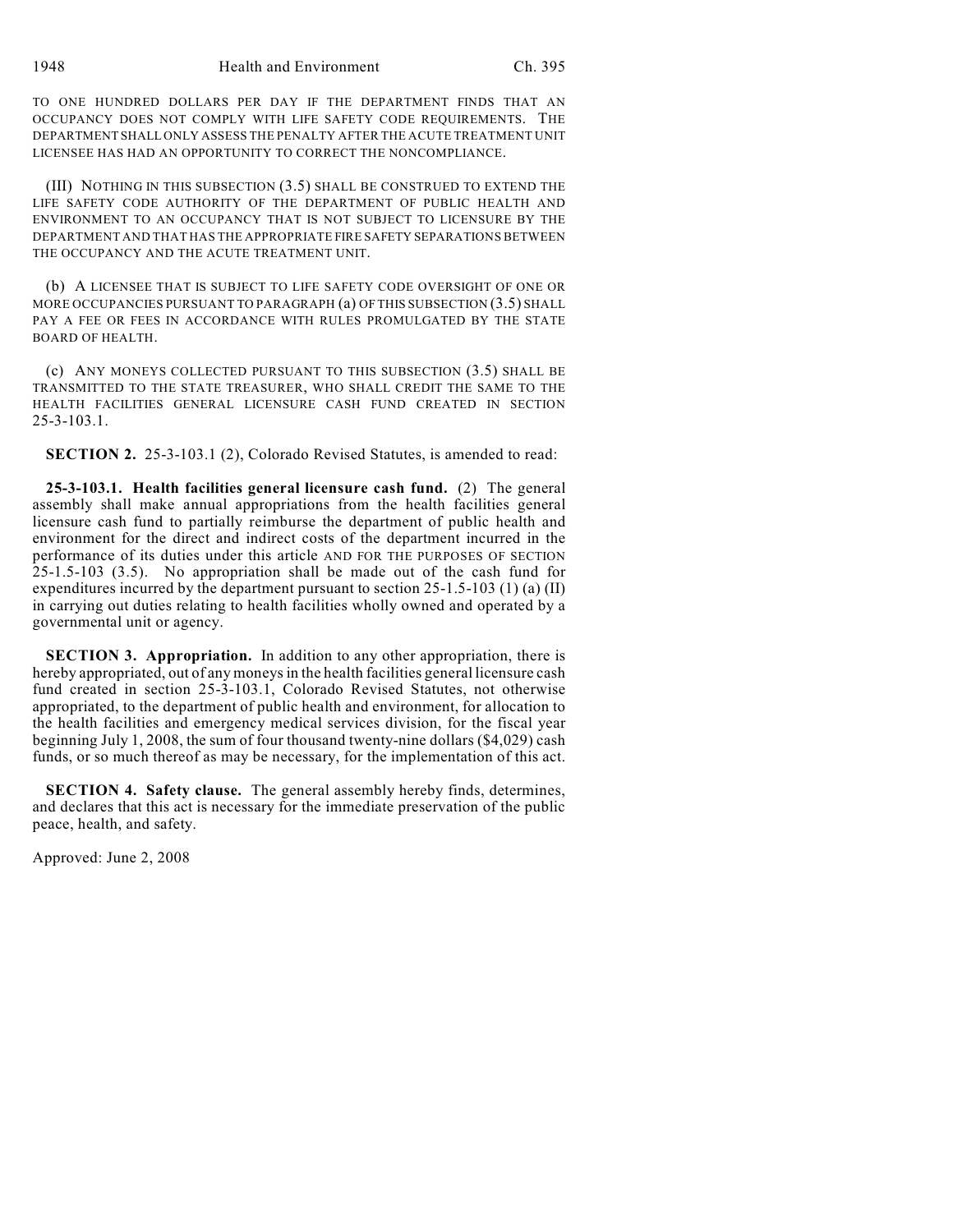TO ONE HUNDRED DOLLARS PER DAY IF THE DEPARTMENT FINDS THAT AN OCCUPANCY DOES NOT COMPLY WITH LIFE SAFETY CODE REQUIREMENTS. THE DEPARTMENT SHALL ONLY ASSESS THE PENALTY AFTER THE ACUTE TREATMENT UNIT LICENSEE HAS HAD AN OPPORTUNITY TO CORRECT THE NONCOMPLIANCE.

(III) NOTHING IN THIS SUBSECTION (3.5) SHALL BE CONSTRUED TO EXTEND THE LIFE SAFETY CODE AUTHORITY OF THE DEPARTMENT OF PUBLIC HEALTH AND ENVIRONMENT TO AN OCCUPANCY THAT IS NOT SUBJECT TO LICENSURE BY THE DEPARTMENT AND THAT HAS THE APPROPRIATE FIRE SAFETY SEPARATIONS BETWEEN THE OCCUPANCY AND THE ACUTE TREATMENT UNIT.

(b) A LICENSEE THAT IS SUBJECT TO LIFE SAFETY CODE OVERSIGHT OF ONE OR MORE OCCUPANCIES PURSUANT TO PARAGRAPH (a) OF THIS SUBSECTION (3.5) SHALL PAY A FEE OR FEES IN ACCORDANCE WITH RULES PROMULGATED BY THE STATE BOARD OF HEALTH.

(c) ANY MONEYS COLLECTED PURSUANT TO THIS SUBSECTION (3.5) SHALL BE TRANSMITTED TO THE STATE TREASURER, WHO SHALL CREDIT THE SAME TO THE HEALTH FACILITIES GENERAL LICENSURE CASH FUND CREATED IN SECTION 25-3-103.1.

**SECTION 2.** 25-3-103.1 (2), Colorado Revised Statutes, is amended to read:

**25-3-103.1. Health facilities general licensure cash fund.** (2) The general assembly shall make annual appropriations from the health facilities general licensure cash fund to partially reimburse the department of public health and environment for the direct and indirect costs of the department incurred in the performance of its duties under this article AND FOR THE PURPOSES OF SECTION 25-1.5-103 (3.5). No appropriation shall be made out of the cash fund for expenditures incurred by the department pursuant to section 25-1.5-103 (1) (a) (II) in carrying out duties relating to health facilities wholly owned and operated by a governmental unit or agency.

**SECTION 3. Appropriation.** In addition to any other appropriation, there is hereby appropriated, out of any moneys in the health facilities general licensure cash fund created in section 25-3-103.1, Colorado Revised Statutes, not otherwise appropriated, to the department of public health and environment, for allocation to the health facilities and emergency medical services division, for the fiscal year beginning July 1, 2008, the sum of four thousand twenty-nine dollars ($4,029) cash funds, or so much thereof as may be necessary, for the implementation of this act.

**SECTION 4. Safety clause.** The general assembly hereby finds, determines, and declares that this act is necessary for the immediate preservation of the public peace, health, and safety.

Approved: June 2, 2008